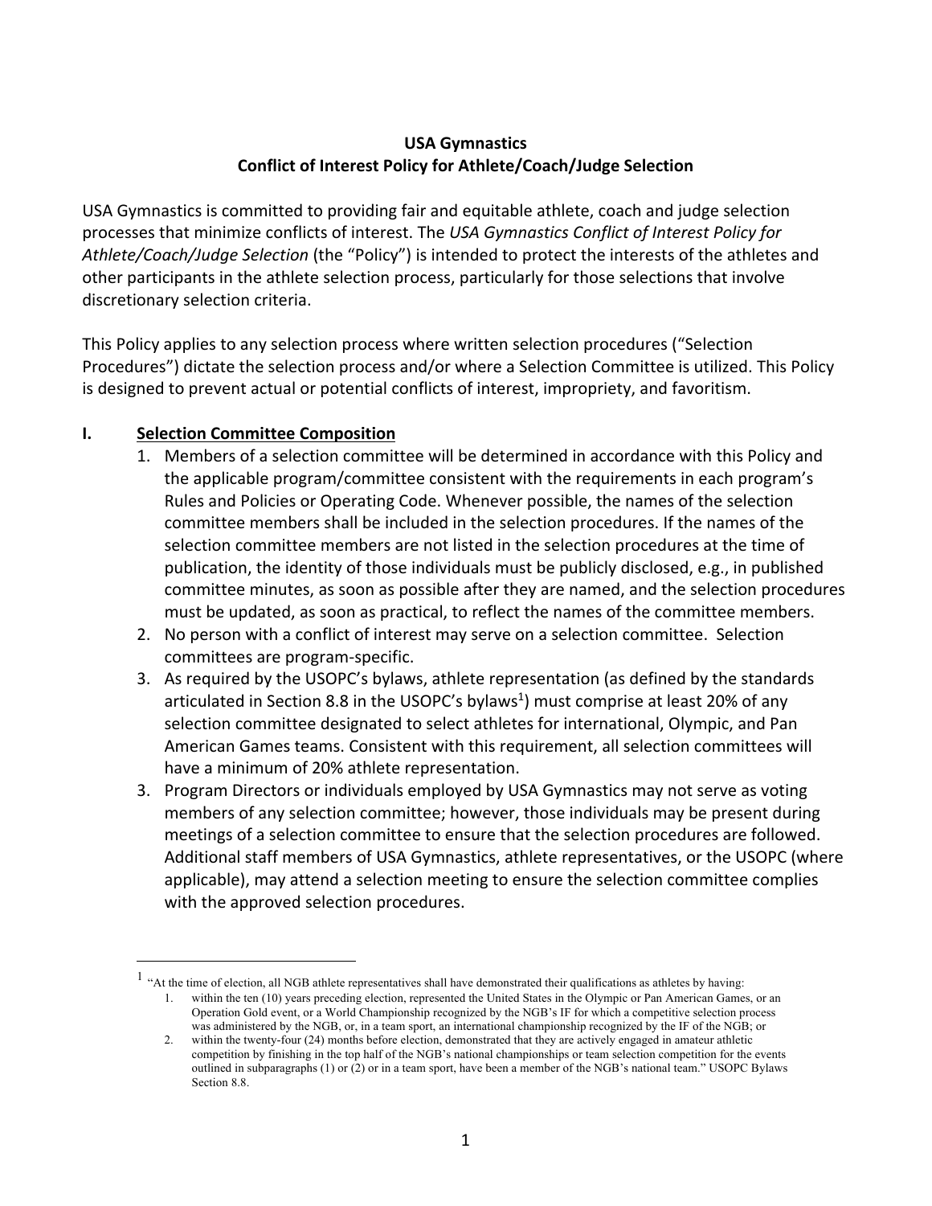**USA Gymnastics**
**Conflict of Interest Policy for Athlete/Coach/Judge Selection**

USA Gymnastics is committed to providing fair and equitable athlete, coach and judge selection processes that minimize conflicts of interest. The *USA Gymnastics Conflict of Interest Policy for Athlete/Coach/Judge Selection* (the "Policy") is intended to protect the interests of the athletes and other participants in the athlete selection process, particularly for those selections that involve discretionary selection criteria.

This Policy applies to any selection process where written selection procedures ("Selection Procedures") dictate the selection process and/or where a Selection Committee is utilized. This Policy is designed to prevent actual or potential conflicts of interest, impropriety, and favoritism.

## I. Selection Committee Composition

1. Members of a selection committee will be determined in accordance with this Policy and the applicable program/committee consistent with the requirements in each program's Rules and Policies or Operating Code. Whenever possible, the names of the selection committee members shall be included in the selection procedures. If the names of the selection committee members are not listed in the selection procedures at the time of publication, the identity of those individuals must be publicly disclosed, e.g., in published committee minutes, as soon as possible after they are named, and the selection procedures must be updated, as soon as practical, to reflect the names of the committee members.
2. No person with a conflict of interest may serve on a selection committee. Selection committees are program-specific.
3. As required by the USOPC's bylaws, athlete representation (as defined by the standards articulated in Section 8.8 in the USOPC's bylaws[1]) must comprise at least 20% of any selection committee designated to select athletes for international, Olympic, and Pan American Games teams. Consistent with this requirement, all selection committees will have a minimum of 20% athlete representation.
3. Program Directors or individuals employed by USA Gymnastics may not serve as voting members of any selection committee; however, those individuals may be present during meetings of a selection committee to ensure that the selection procedures are followed. Additional staff members of USA Gymnastics, athlete representatives, or the USOPC (where applicable), may attend a selection meeting to ensure the selection committee complies with the approved selection procedures.

---

[1] "At the time of election, all NGB athlete representatives shall have demonstrated their qualifications as athletes by having:

1. within the ten (10) years preceding election, represented the United States in the Olympic or Pan American Games, or an Operation Gold event, or a World Championship recognized by the NGB's IF for which a competitive selection process was administered by the NGB, or, in a team sport, an international championship recognized by the IF of the NGB; or
2. within the twenty-four (24) months before election, demonstrated that they are actively engaged in amateur athletic competition by finishing in the top half of the NGB's national championships or team selection competition for the events outlined in subparagraphs (1) or (2) or in a team sport, have been a member of the NGB's national team." USOPC Bylaws Section 8.8.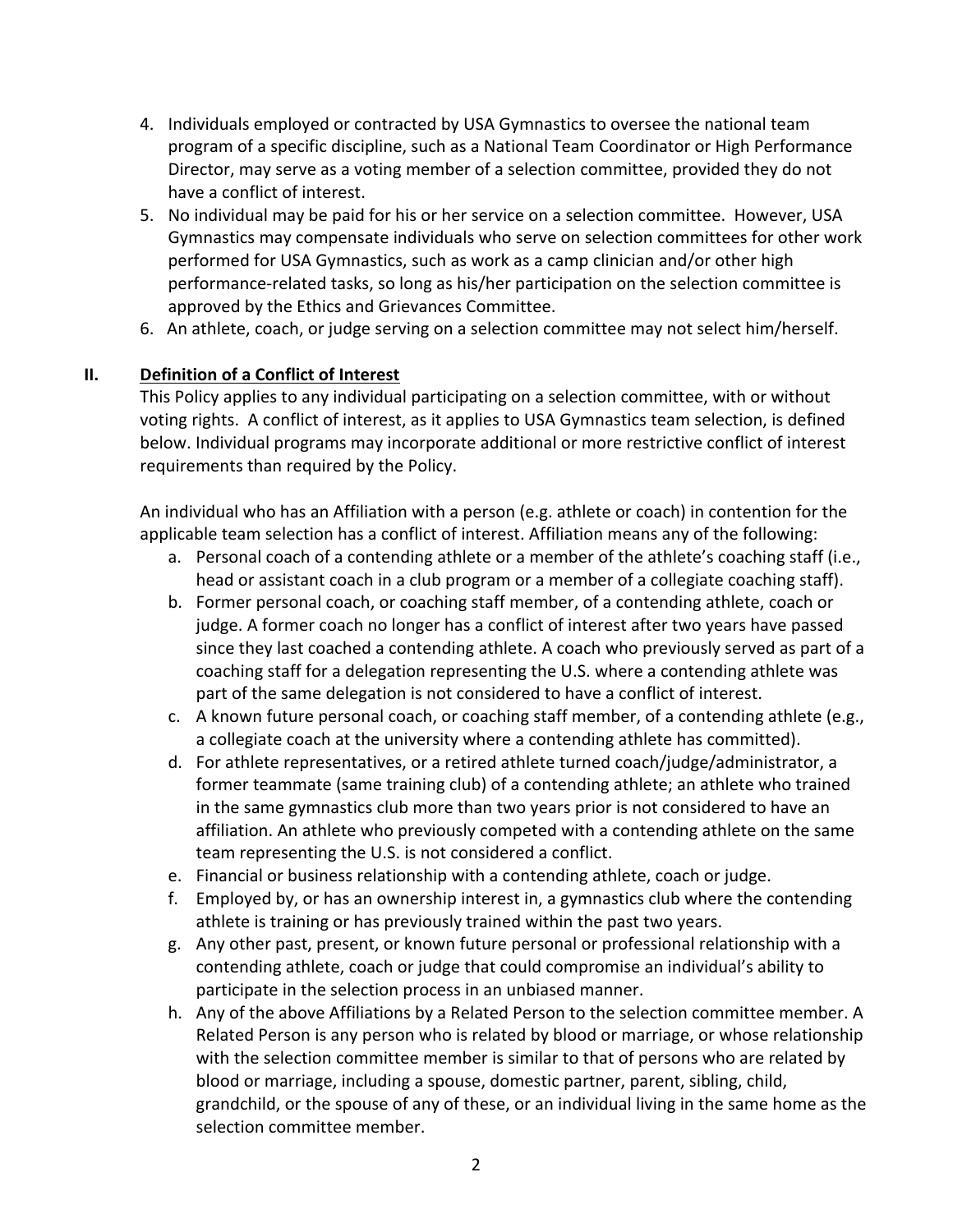4. Individuals employed or contracted by USA Gymnastics to oversee the national team program of a specific discipline, such as a National Team Coordinator or High Performance Director, may serve as a voting member of a selection committee, provided they do not have a conflict of interest.
5. No individual may be paid for his or her service on a selection committee. However, USA Gymnastics may compensate individuals who serve on selection committees for other work performed for USA Gymnastics, such as work as a camp clinician and/or other high performance-related tasks, so long as his/her participation on the selection committee is approved by the Ethics and Grievances Committee.
6. An athlete, coach, or judge serving on a selection committee may not select him/herself.

## II. Definition of a Conflict of Interest

This Policy applies to any individual participating on a selection committee, with or without voting rights. A conflict of interest, as it applies to USA Gymnastics team selection, is defined below. Individual programs may incorporate additional or more restrictive conflict of interest requirements than required by the Policy.

An individual who has an Affiliation with a person (e.g. athlete or coach) in contention for the applicable team selection has a conflict of interest. Affiliation means any of the following:

a. Personal coach of a contending athlete or a member of the athlete's coaching staff (i.e., head or assistant coach in a club program or a member of a collegiate coaching staff).
b. Former personal coach, or coaching staff member, of a contending athlete, coach or judge. A former coach no longer has a conflict of interest after two years have passed since they last coached a contending athlete. A coach who previously served as part of a coaching staff for a delegation representing the U.S. where a contending athlete was part of the same delegation is not considered to have a conflict of interest.
c. A known future personal coach, or coaching staff member, of a contending athlete (e.g., a collegiate coach at the university where a contending athlete has committed).
d. For athlete representatives, or a retired athlete turned coach/judge/administrator, a former teammate (same training club) of a contending athlete; an athlete who trained in the same gymnastics club more than two years prior is not considered to have an affiliation. An athlete who previously competed with a contending athlete on the same team representing the U.S. is not considered a conflict.
e. Financial or business relationship with a contending athlete, coach or judge.
f. Employed by, or has an ownership interest in, a gymnastics club where the contending athlete is training or has previously trained within the past two years.
g. Any other past, present, or known future personal or professional relationship with a contending athlete, coach or judge that could compromise an individual's ability to participate in the selection process in an unbiased manner.
h. Any of the above Affiliations by a Related Person to the selection committee member. A Related Person is any person who is related by blood or marriage, or whose relationship with the selection committee member is similar to that of persons who are related by blood or marriage, including a spouse, domestic partner, parent, sibling, child, grandchild, or the spouse of any of these, or an individual living in the same home as the selection committee member.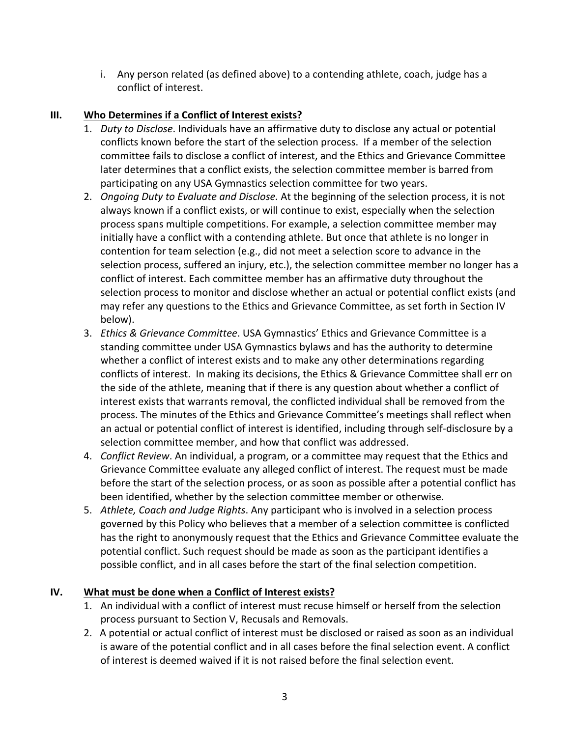i. Any person related (as defined above) to a contending athlete, coach, judge has a conflict of interest.

## III. Who Determines if a Conflict of Interest exists?

1. *Duty to Disclose*. Individuals have an affirmative duty to disclose any actual or potential conflicts known before the start of the selection process. If a member of the selection committee fails to disclose a conflict of interest, and the Ethics and Grievance Committee later determines that a conflict exists, the selection committee member is barred from participating on any USA Gymnastics selection committee for two years.
2. *Ongoing Duty to Evaluate and Disclose.* At the beginning of the selection process, it is not always known if a conflict exists, or will continue to exist, especially when the selection process spans multiple competitions. For example, a selection committee member may initially have a conflict with a contending athlete. But once that athlete is no longer in contention for team selection (e.g., did not meet a selection score to advance in the selection process, suffered an injury, etc.), the selection committee member no longer has a conflict of interest. Each committee member has an affirmative duty throughout the selection process to monitor and disclose whether an actual or potential conflict exists (and may refer any questions to the Ethics and Grievance Committee, as set forth in Section IV below).
3. *Ethics & Grievance Committee*. USA Gymnastics' Ethics and Grievance Committee is a standing committee under USA Gymnastics bylaws and has the authority to determine whether a conflict of interest exists and to make any other determinations regarding conflicts of interest. In making its decisions, the Ethics & Grievance Committee shall err on the side of the athlete, meaning that if there is any question about whether a conflict of interest exists that warrants removal, the conflicted individual shall be removed from the process. The minutes of the Ethics and Grievance Committee's meetings shall reflect when an actual or potential conflict of interest is identified, including through self-disclosure by a selection committee member, and how that conflict was addressed.
4. *Conflict Review*. An individual, a program, or a committee may request that the Ethics and Grievance Committee evaluate any alleged conflict of interest. The request must be made before the start of the selection process, or as soon as possible after a potential conflict has been identified, whether by the selection committee member or otherwise.
5. *Athlete, Coach and Judge Rights*. Any participant who is involved in a selection process governed by this Policy who believes that a member of a selection committee is conflicted has the right to anonymously request that the Ethics and Grievance Committee evaluate the potential conflict. Such request should be made as soon as the participant identifies a possible conflict, and in all cases before the start of the final selection competition.

## IV. What must be done when a Conflict of Interest exists?

1. An individual with a conflict of interest must recuse himself or herself from the selection process pursuant to Section V, Recusals and Removals.
2. A potential or actual conflict of interest must be disclosed or raised as soon as an individual is aware of the potential conflict and in all cases before the final selection event. A conflict of interest is deemed waived if it is not raised before the final selection event.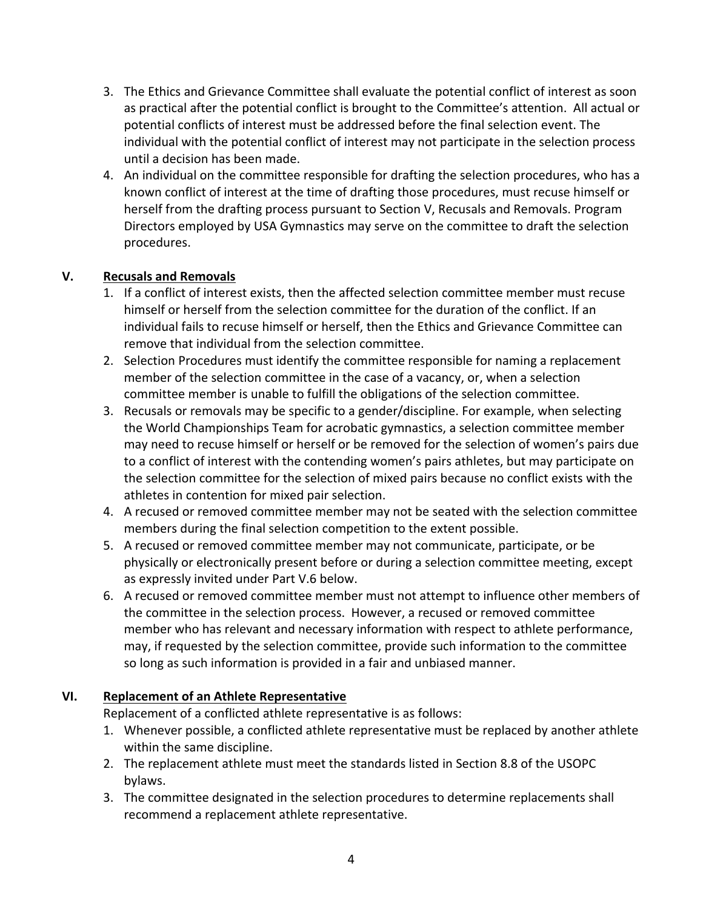3. The Ethics and Grievance Committee shall evaluate the potential conflict of interest as soon as practical after the potential conflict is brought to the Committee's attention. All actual or potential conflicts of interest must be addressed before the final selection event. The individual with the potential conflict of interest may not participate in the selection process until a decision has been made.
4. An individual on the committee responsible for drafting the selection procedures, who has a known conflict of interest at the time of drafting those procedures, must recuse himself or herself from the drafting process pursuant to Section V, Recusals and Removals. Program Directors employed by USA Gymnastics may serve on the committee to draft the selection procedures.

## V. <u>Recusals and Removals</u>

1. If a conflict of interest exists, then the affected selection committee member must recuse himself or herself from the selection committee for the duration of the conflict. If an individual fails to recuse himself or herself, then the Ethics and Grievance Committee can remove that individual from the selection committee.
2. Selection Procedures must identify the committee responsible for naming a replacement member of the selection committee in the case of a vacancy, or, when a selection committee member is unable to fulfill the obligations of the selection committee.
3. Recusals or removals may be specific to a gender/discipline. For example, when selecting the World Championships Team for acrobatic gymnastics, a selection committee member may need to recuse himself or herself or be removed for the selection of women's pairs due to a conflict of interest with the contending women's pairs athletes, but may participate on the selection committee for the selection of mixed pairs because no conflict exists with the athletes in contention for mixed pair selection.
4. A recused or removed committee member may not be seated with the selection committee members during the final selection competition to the extent possible.
5. A recused or removed committee member may not communicate, participate, or be physically or electronically present before or during a selection committee meeting, except as expressly invited under Part V.6 below.
6. A recused or removed committee member must not attempt to influence other members of the committee in the selection process. However, a recused or removed committee member who has relevant and necessary information with respect to athlete performance, may, if requested by the selection committee, provide such information to the committee so long as such information is provided in a fair and unbiased manner.

## VI. <u>Replacement of an Athlete Representative</u>

Replacement of a conflicted athlete representative is as follows:

1. Whenever possible, a conflicted athlete representative must be replaced by another athlete within the same discipline.
2. The replacement athlete must meet the standards listed in Section 8.8 of the USOPC bylaws.
3. The committee designated in the selection procedures to determine replacements shall recommend a replacement athlete representative.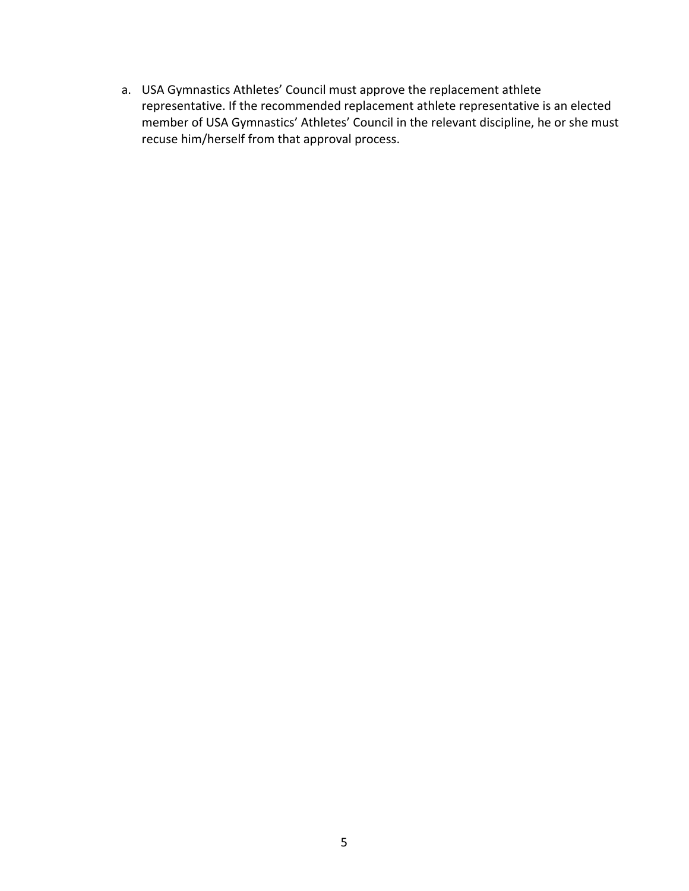a. USA Gymnastics Athletes' Council must approve the replacement athlete representative. If the recommended replacement athlete representative is an elected member of USA Gymnastics' Athletes' Council in the relevant discipline, he or she must recuse him/herself from that approval process.